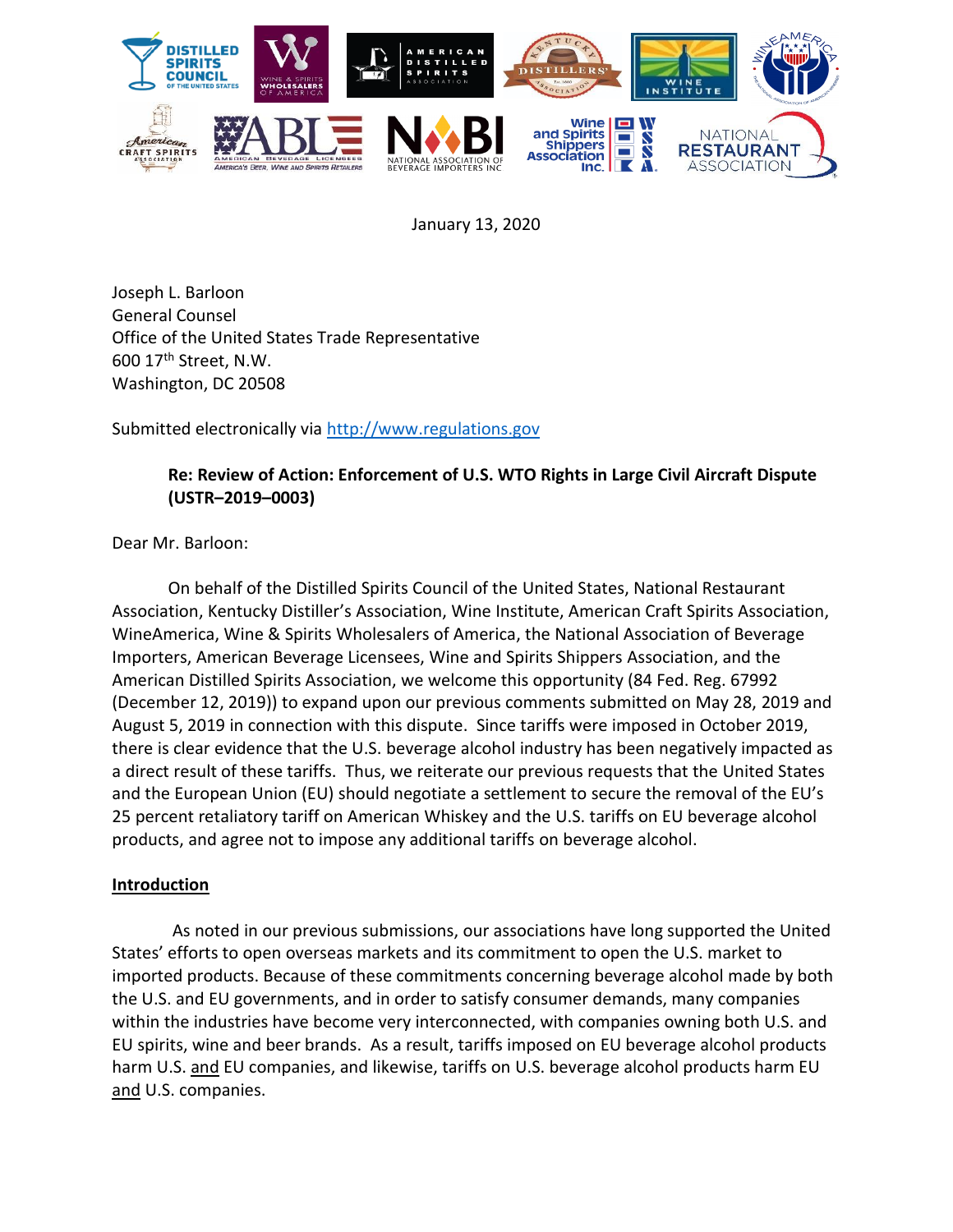January 13, 2020

Joseph L. Barloon
General Counsel
Office of the United States Trade Representative
600 17th Street, N.W.
Washington, DC 20508

Submitted electronically via http://www.regulations.gov

**Re: Review of Action: Enforcement of U.S. WTO Rights in Large Civil Aircraft Dispute (USTR–2019–0003)**

Dear Mr. Barloon:

On behalf of the Distilled Spirits Council of the United States, National Restaurant Association, Kentucky Distiller's Association, Wine Institute, American Craft Spirits Association, WineAmerica, Wine & Spirits Wholesalers of America, the National Association of Beverage Importers, American Beverage Licensees, Wine and Spirits Shippers Association, and the American Distilled Spirits Association, we welcome this opportunity (84 Fed. Reg. 67992 (December 12, 2019)) to expand upon our previous comments submitted on May 28, 2019 and August 5, 2019 in connection with this dispute. Since tariffs were imposed in October 2019, there is clear evidence that the U.S. beverage alcohol industry has been negatively impacted as a direct result of these tariffs. Thus, we reiterate our previous requests that the United States and the European Union (EU) should negotiate a settlement to secure the removal of the EU's 25 percent retaliatory tariff on American Whiskey and the U.S. tariffs on EU beverage alcohol products, and agree not to impose any additional tariffs on beverage alcohol.

## Introduction

As noted in our previous submissions, our associations have long supported the United States' efforts to open overseas markets and its commitment to open the U.S. market to imported products. Because of these commitments concerning beverage alcohol made by both the U.S. and EU governments, and in order to satisfy consumer demands, many companies within the industries have become very interconnected, with companies owning both U.S. and EU spirits, wine and beer brands. As a result, tariffs imposed on EU beverage alcohol products harm U.S. and EU companies, and likewise, tariffs on U.S. beverage alcohol products harm EU and U.S. companies.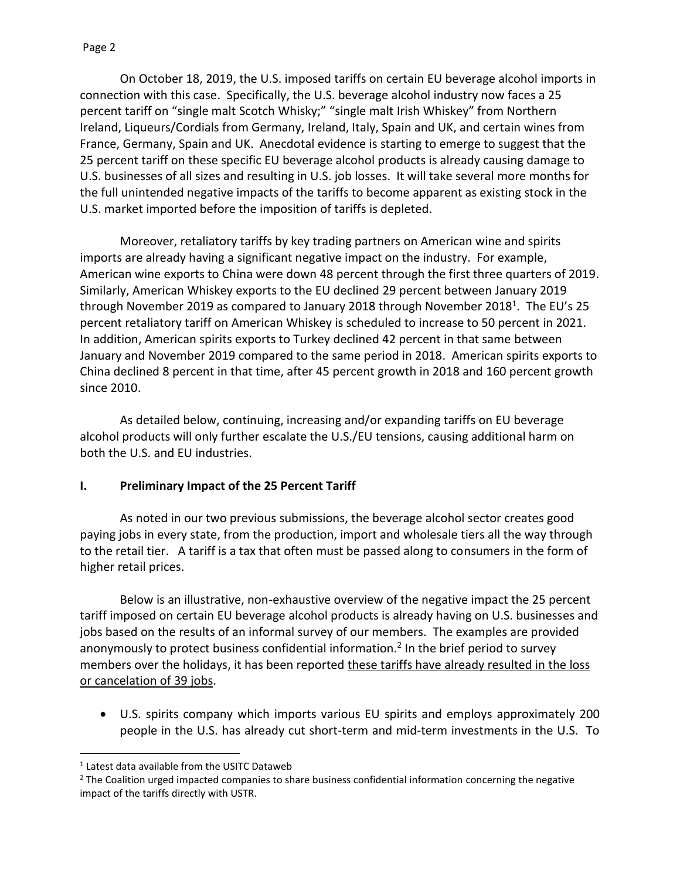On October 18, 2019, the U.S. imposed tariffs on certain EU beverage alcohol imports in connection with this case. Specifically, the U.S. beverage alcohol industry now faces a 25 percent tariff on "single malt Scotch Whisky;" "single malt Irish Whiskey" from Northern Ireland, Liqueurs/Cordials from Germany, Ireland, Italy, Spain and UK, and certain wines from France, Germany, Spain and UK. Anecdotal evidence is starting to emerge to suggest that the 25 percent tariff on these specific EU beverage alcohol products is already causing damage to U.S. businesses of all sizes and resulting in U.S. job losses. It will take several more months for the full unintended negative impacts of the tariffs to become apparent as existing stock in the U.S. market imported before the imposition of tariffs is depleted.

Moreover, retaliatory tariffs by key trading partners on American wine and spirits imports are already having a significant negative impact on the industry. For example, American wine exports to China were down 48 percent through the first three quarters of 2019. Similarly, American Whiskey exports to the EU declined 29 percent between January 2019 through November 2019 as compared to January 2018 through November 2018[1]. The EU's 25 percent retaliatory tariff on American Whiskey is scheduled to increase to 50 percent in 2021. In addition, American spirits exports to Turkey declined 42 percent in that same between January and November 2019 compared to the same period in 2018. American spirits exports to China declined 8 percent in that time, after 45 percent growth in 2018 and 160 percent growth since 2010.

As detailed below, continuing, increasing and/or expanding tariffs on EU beverage alcohol products will only further escalate the U.S./EU tensions, causing additional harm on both the U.S. and EU industries.

## I. Preliminary Impact of the 25 Percent Tariff

As noted in our two previous submissions, the beverage alcohol sector creates good paying jobs in every state, from the production, import and wholesale tiers all the way through to the retail tier. A tariff is a tax that often must be passed along to consumers in the form of higher retail prices.

Below is an illustrative, non-exhaustive overview of the negative impact the 25 percent tariff imposed on certain EU beverage alcohol products is already having on U.S. businesses and jobs based on the results of an informal survey of our members. The examples are provided anonymously to protect business confidential information.[2] In the brief period to survey members over the holidays, it has been reported <u>these tariffs have already resulted in the loss or cancelation of 39 jobs</u>.

- U.S. spirits company which imports various EU spirits and employs approximately 200 people in the U.S. has already cut short-term and mid-term investments in the U.S. To

---

[1] Latest data available from the USITC Dataweb

[2] The Coalition urged impacted companies to share business confidential information concerning the negative impact of the tariffs directly with USTR.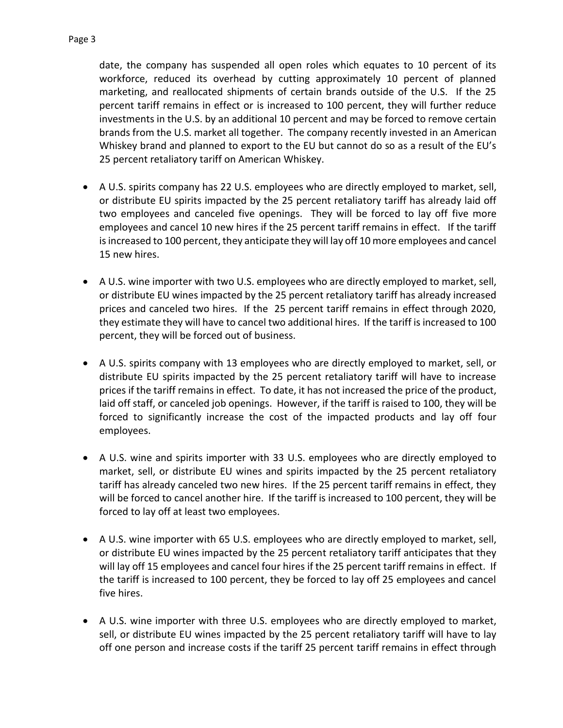date, the company has suspended all open roles which equates to 10 percent of its workforce, reduced its overhead by cutting approximately 10 percent of planned marketing, and reallocated shipments of certain brands outside of the U.S. If the 25 percent tariff remains in effect or is increased to 100 percent, they will further reduce investments in the U.S. by an additional 10 percent and may be forced to remove certain brands from the U.S. market all together. The company recently invested in an American Whiskey brand and planned to export to the EU but cannot do so as a result of the EU's 25 percent retaliatory tariff on American Whiskey.

- A U.S. spirits company has 22 U.S. employees who are directly employed to market, sell, or distribute EU spirits impacted by the 25 percent retaliatory tariff has already laid off two employees and canceled five openings. They will be forced to lay off five more employees and cancel 10 new hires if the 25 percent tariff remains in effect. If the tariff is increased to 100 percent, they anticipate they will lay off 10 more employees and cancel 15 new hires.

- A U.S. wine importer with two U.S. employees who are directly employed to market, sell, or distribute EU wines impacted by the 25 percent retaliatory tariff has already increased prices and canceled two hires. If the 25 percent tariff remains in effect through 2020, they estimate they will have to cancel two additional hires. If the tariff is increased to 100 percent, they will be forced out of business.

- A U.S. spirits company with 13 employees who are directly employed to market, sell, or distribute EU spirits impacted by the 25 percent retaliatory tariff will have to increase prices if the tariff remains in effect. To date, it has not increased the price of the product, laid off staff, or canceled job openings. However, if the tariff is raised to 100, they will be forced to significantly increase the cost of the impacted products and lay off four employees.

- A U.S. wine and spirits importer with 33 U.S. employees who are directly employed to market, sell, or distribute EU wines and spirits impacted by the 25 percent retaliatory tariff has already canceled two new hires. If the 25 percent tariff remains in effect, they will be forced to cancel another hire. If the tariff is increased to 100 percent, they will be forced to lay off at least two employees.

- A U.S. wine importer with 65 U.S. employees who are directly employed to market, sell, or distribute EU wines impacted by the 25 percent retaliatory tariff anticipates that they will lay off 15 employees and cancel four hires if the 25 percent tariff remains in effect. If the tariff is increased to 100 percent, they be forced to lay off 25 employees and cancel five hires.

- A U.S. wine importer with three U.S. employees who are directly employed to market, sell, or distribute EU wines impacted by the 25 percent retaliatory tariff will have to lay off one person and increase costs if the tariff 25 percent tariff remains in effect through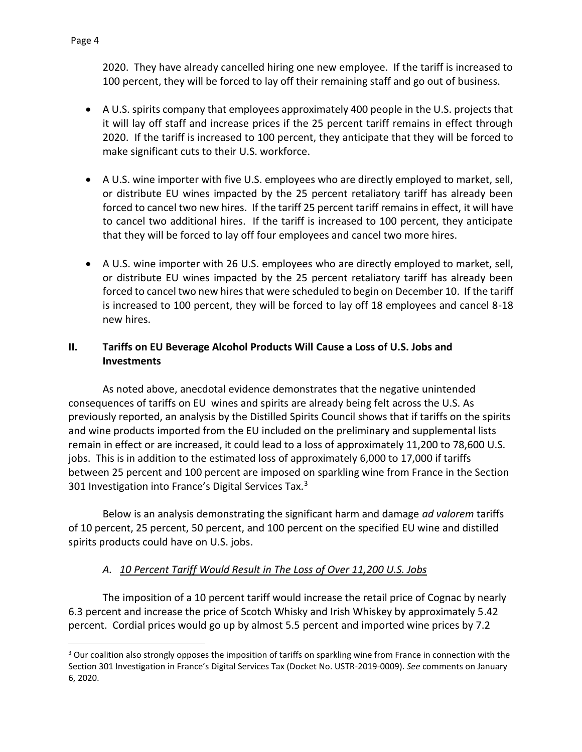2020. They have already cancelled hiring one new employee. If the tariff is increased to 100 percent, they will be forced to lay off their remaining staff and go out of business.

- A U.S. spirits company that employees approximately 400 people in the U.S. projects that it will lay off staff and increase prices if the 25 percent tariff remains in effect through 2020. If the tariff is increased to 100 percent, they anticipate that they will be forced to make significant cuts to their U.S. workforce.

- A U.S. wine importer with five U.S. employees who are directly employed to market, sell, or distribute EU wines impacted by the 25 percent retaliatory tariff has already been forced to cancel two new hires. If the tariff 25 percent tariff remains in effect, it will have to cancel two additional hires. If the tariff is increased to 100 percent, they anticipate that they will be forced to lay off four employees and cancel two more hires.

- A U.S. wine importer with 26 U.S. employees who are directly employed to market, sell, or distribute EU wines impacted by the 25 percent retaliatory tariff has already been forced to cancel two new hires that were scheduled to begin on December 10. If the tariff is increased to 100 percent, they will be forced to lay off 18 employees and cancel 8-18 new hires.

## II. Tariffs on EU Beverage Alcohol Products Will Cause a Loss of U.S. Jobs and Investments

As noted above, anecdotal evidence demonstrates that the negative unintended consequences of tariffs on EU wines and spirits are already being felt across the U.S. As previously reported, an analysis by the Distilled Spirits Council shows that if tariffs on the spirits and wine products imported from the EU included on the preliminary and supplemental lists remain in effect or are increased, it could lead to a loss of approximately 11,200 to 78,600 U.S. jobs. This is in addition to the estimated loss of approximately 6,000 to 17,000 if tariffs between 25 percent and 100 percent are imposed on sparkling wine from France in the Section 301 Investigation into France's Digital Services Tax.[3]

Below is an analysis demonstrating the significant harm and damage *ad valorem* tariffs of 10 percent, 25 percent, 50 percent, and 100 percent on the specified EU wine and distilled spirits products could have on U.S. jobs.

### *A. 10 Percent Tariff Would Result in The Loss of Over 11,200 U.S. Jobs*

The imposition of a 10 percent tariff would increase the retail price of Cognac by nearly 6.3 percent and increase the price of Scotch Whisky and Irish Whiskey by approximately 5.42 percent. Cordial prices would go up by almost 5.5 percent and imported wine prices by 7.2

---

[3] Our coalition also strongly opposes the imposition of tariffs on sparkling wine from France in connection with the Section 301 Investigation in France's Digital Services Tax (Docket No. USTR-2019-0009). *See* comments on January 6, 2020.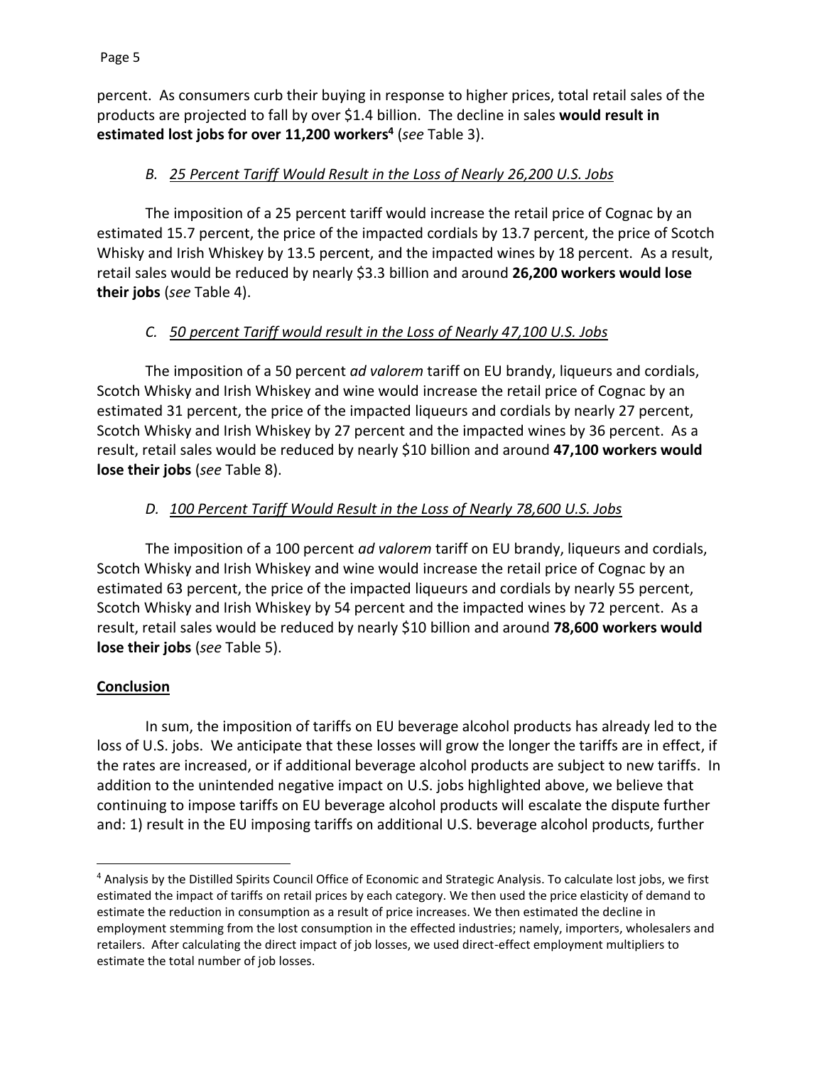percent. As consumers curb their buying in response to higher prices, total retail sales of the products are projected to fall by over $1.4 billion. The decline in sales **would result in estimated lost jobs for over 11,200 workers**[4] (*see* Table 3).

### *B. 25 Percent Tariff Would Result in the Loss of Nearly 26,200 U.S. Jobs*

The imposition of a 25 percent tariff would increase the retail price of Cognac by an estimated 15.7 percent, the price of the impacted cordials by 13.7 percent, the price of Scotch Whisky and Irish Whiskey by 13.5 percent, and the impacted wines by 18 percent. As a result, retail sales would be reduced by nearly $3.3 billion and around **26,200 workers would lose their jobs** (*see* Table 4).

### *C. 50 percent Tariff would result in the Loss of Nearly 47,100 U.S. Jobs*

The imposition of a 50 percent *ad valorem* tariff on EU brandy, liqueurs and cordials, Scotch Whisky and Irish Whiskey and wine would increase the retail price of Cognac by an estimated 31 percent, the price of the impacted liqueurs and cordials by nearly 27 percent, Scotch Whisky and Irish Whiskey by 27 percent and the impacted wines by 36 percent. As a result, retail sales would be reduced by nearly $10 billion and around **47,100 workers would lose their jobs** (*see* Table 8).

### *D. 100 Percent Tariff Would Result in the Loss of Nearly 78,600 U.S. Jobs*

The imposition of a 100 percent *ad valorem* tariff on EU brandy, liqueurs and cordials, Scotch Whisky and Irish Whiskey and wine would increase the retail price of Cognac by an estimated 63 percent, the price of the impacted liqueurs and cordials by nearly 55 percent, Scotch Whisky and Irish Whiskey by 54 percent and the impacted wines by 72 percent. As a result, retail sales would be reduced by nearly $10 billion and around **78,600 workers would lose their jobs** (*see* Table 5).

## Conclusion

In sum, the imposition of tariffs on EU beverage alcohol products has already led to the loss of U.S. jobs. We anticipate that these losses will grow the longer the tariffs are in effect, if the rates are increased, or if additional beverage alcohol products are subject to new tariffs. In addition to the unintended negative impact on U.S. jobs highlighted above, we believe that continuing to impose tariffs on EU beverage alcohol products will escalate the dispute further and: 1) result in the EU imposing tariffs on additional U.S. beverage alcohol products, further

---

[4] Analysis by the Distilled Spirits Council Office of Economic and Strategic Analysis. To calculate lost jobs, we first estimated the impact of tariffs on retail prices by each category. We then used the price elasticity of demand to estimate the reduction in consumption as a result of price increases. We then estimated the decline in employment stemming from the lost consumption in the effected industries; namely, importers, wholesalers and retailers. After calculating the direct impact of job losses, we used direct-effect employment multipliers to estimate the total number of job losses.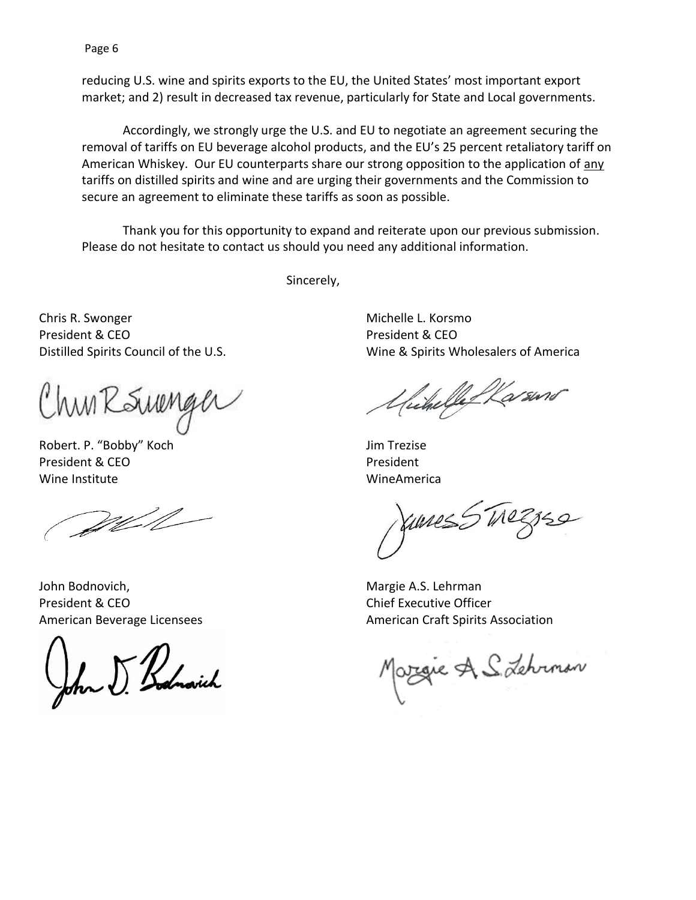reducing U.S. wine and spirits exports to the EU, the United States' most important export market; and 2) result in decreased tax revenue, particularly for State and Local governments.

Accordingly, we strongly urge the U.S. and EU to negotiate an agreement securing the removal of tariffs on EU beverage alcohol products, and the EU's 25 percent retaliatory tariff on American Whiskey. Our EU counterparts share our strong opposition to the application of <u>any</u> tariffs on distilled spirits and wine and are urging their governments and the Commission to secure an agreement to eliminate these tariffs as soon as possible.

Thank you for this opportunity to expand and reiterate upon our previous submission. Please do not hesitate to contact us should you need any additional information.

Sincerely,

Chris R. Swonger
President & CEO
Distilled Spirits Council of the U.S.

Michelle L. Korsmo
President & CEO
Wine & Spirits Wholesalers of America

Robert. P. "Bobby" Koch
President & CEO
Wine Institute

Jim Trezise
President
WineAmerica

John Bodnovich,
President & CEO
American Beverage Licensees

Margie A.S. Lehrman
Chief Executive Officer
American Craft Spirits Association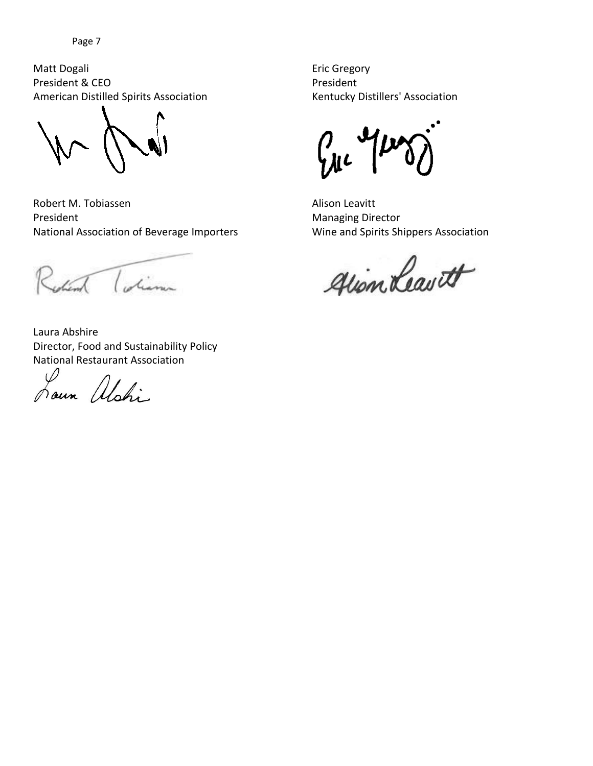Matt Dogali
President & CEO
American Distilled Spirits Association

Eric Gregory
President
Kentucky Distillers' Association

Robert M. Tobiassen
President
National Association of Beverage Importers

Alison Leavitt
Managing Director
Wine and Spirits Shippers Association

Laura Abshire
Director, Food and Sustainability Policy
National Restaurant Association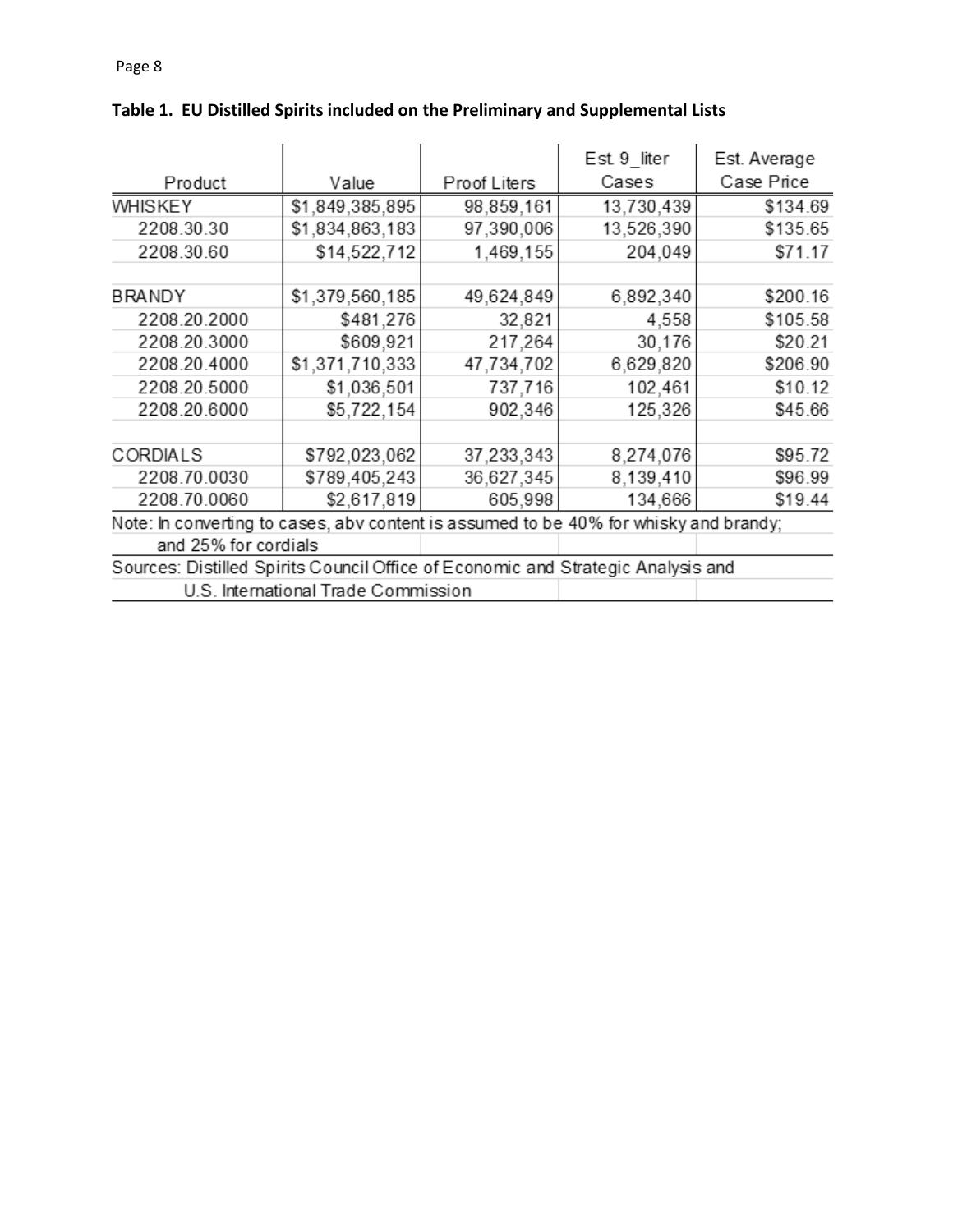**Table 1. EU Distilled Spirits included on the Preliminary and Supplemental Lists**

| Product | Value | Proof Liters | Est. 9_liter Cases | Est. Average Case Price |
|---|---|---|---|---|
| WHISKEY | $1,849,385,895 | 98,859,161 | 13,730,439 | $134.69 |
| 2208.30.30 | $1,834,863,183 | 97,390,006 | 13,526,390 | $135.65 |
| 2208.30.60 | $14,522,712 | 1,469,155 | 204,049 | $71.17 |
| | | | | |
| BRANDY | $1,379,560,185 | 49,624,849 | 6,892,340 | $200.16 |
| 2208.20.2000 | $481,276 | 32,821 | 4,558 | $105.58 |
| 2208.20.3000 | $609,921 | 217,264 | 30,176 | $20.21 |
| 2208.20.4000 | $1,371,710,333 | 47,734,702 | 6,629,820 | $206.90 |
| 2208.20.5000 | $1,036,501 | 737,716 | 102,461 | $10.12 |
| 2208.20.6000 | $5,722,154 | 902,346 | 125,326 | $45.66 |
| | | | | |
| CORDIALS | $792,023,062 | 37,233,343 | 8,274,076 | $95.72 |
| 2208.70.0030 | $789,405,243 | 36,627,345 | 8,139,410 | $96.99 |
| 2208.70.0060 | $2,617,819 | 605,998 | 134,666 | $19.44 |

Note: In converting to cases, abv content is assumed to be 40% for whisky and brandy; and 25% for cordials

Sources: Distilled Spirits Council Office of Economic and Strategic Analysis and U.S. International Trade Commission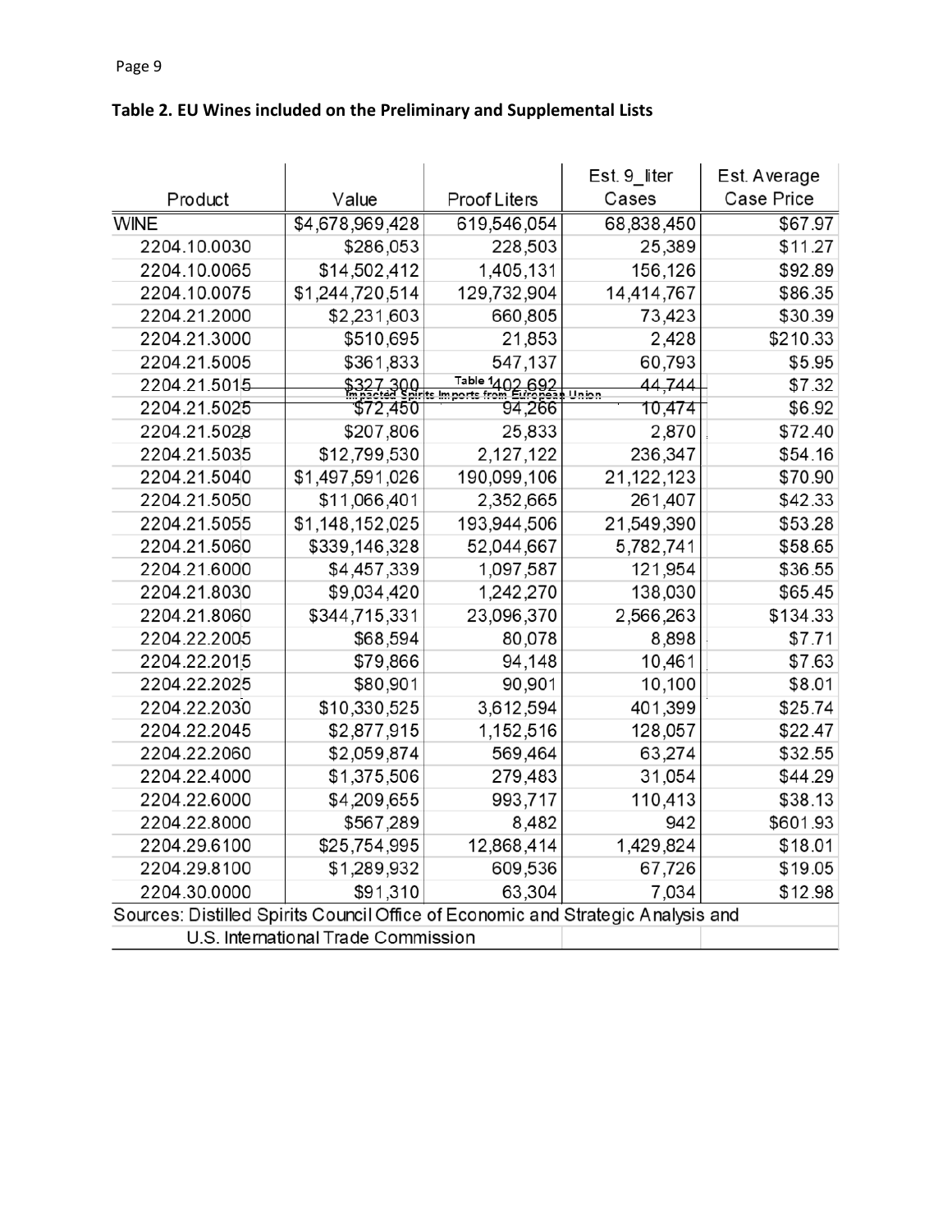**Table 2. EU Wines included on the Preliminary and Supplemental Lists**

| Product | Value | Proof Liters | Est. 9_liter Cases | Est. Average Case Price |
|---|---|---|---|---|
| WINE | $4,678,969,428 | 619,546,054 | 68,838,450 | $67.97 |
| 2204.10.0030 | $286,053 | 228,503 | 25,389 | $11.27 |
| 2204.10.0065 | $14,502,412 | 1,405,131 | 156,126 | $92.89 |
| 2204.10.0075 | $1,244,720,514 | 129,732,904 | 14,414,767 | $86.35 |
| 2204.21.2000 | $2,231,603 | 660,805 | 73,423 | $30.39 |
| 2204.21.3000 | $510,695 | 21,853 | 2,428 | $210.33 |
| 2204.21.5005 | $361,833 | 547,137 | 60,793 | $5.95 |
| 2204.21.5015 | $327,300 | 402,692 | 44,744 | $7.32 |
| 2204.21.5025 | $72,450 | 94,266 | 10,474 | $6.92 |
| 2204.21.5028 | $207,806 | 25,833 | 2,870 | $72.40 |
| 2204.21.5035 | $12,799,530 | 2,127,122 | 236,347 | $54.16 |
| 2204.21.5040 | $1,497,591,026 | 190,099,106 | 21,122,123 | $70.90 |
| 2204.21.5050 | $11,066,401 | 2,352,665 | 261,407 | $42.33 |
| 2204.21.5055 | $1,148,152,025 | 193,944,506 | 21,549,390 | $53.28 |
| 2204.21.5060 | $339,146,328 | 52,044,667 | 5,782,741 | $58.65 |
| 2204.21.6000 | $4,457,339 | 1,097,587 | 121,954 | $36.55 |
| 2204.21.8030 | $9,034,420 | 1,242,270 | 138,030 | $65.45 |
| 2204.21.8060 | $344,715,331 | 23,096,370 | 2,566,263 | $134.33 |
| 2204.22.2005 | $68,594 | 80,078 | 8,898 | $7.71 |
| 2204.22.2015 | $79,866 | 94,148 | 10,461 | $7.63 |
| 2204.22.2025 | $80,901 | 90,901 | 10,100 | $8.01 |
| 2204.22.2030 | $10,330,525 | 3,612,594 | 401,399 | $25.74 |
| 2204.22.2045 | $2,877,915 | 1,152,516 | 128,057 | $22.47 |
| 2204.22.2060 | $2,059,874 | 569,464 | 63,274 | $32.55 |
| 2204.22.4000 | $1,375,506 | 279,483 | 31,054 | $44.29 |
| 2204.22.6000 | $4,209,655 | 993,717 | 110,413 | $38.13 |
| 2204.22.8000 | $567,289 | 8,482 | 942 | $601.93 |
| 2204.29.6100 | $25,754,995 | 12,868,414 | 1,429,824 | $18.01 |
| 2204.29.8100 | $1,289,932 | 609,536 | 67,726 | $19.05 |
| 2204.30.0000 | $91,310 | 63,304 | 7,034 | $12.98 |

Sources: Distilled Spirits Council Office of Economic and Strategic Analysis and U.S. International Trade Commission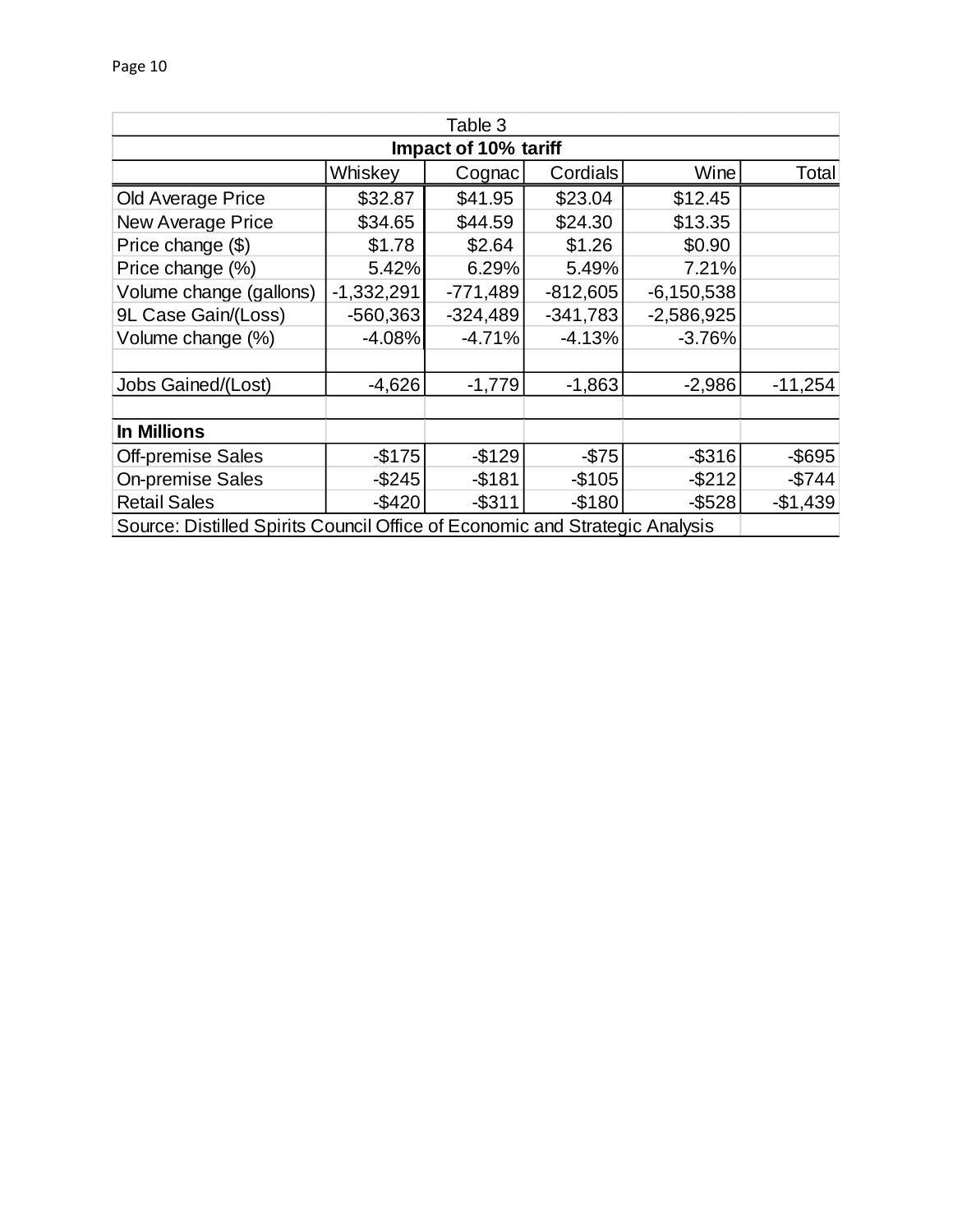| Table 3 | | | | | |
|---|---|---|---|---|---|
| **Impact of 10% tariff** | | | | | |
| | Whiskey | Cognac | Cordials | Wine | Total |
| Old Average Price | $32.87 | $41.95 | $23.04 | $12.45 | |
| New Average Price | $34.65 | $44.59 | $24.30 | $13.35 | |
| Price change ($) | $1.78 | $2.64 | $1.26 | $0.90 | |
| Price change (%) | 5.42% | 6.29% | 5.49% | 7.21% | |
| Volume change (gallons) | -1,332,291 | -771,489 | -812,605 | -6,150,538 | |
| 9L Case Gain/(Loss) | -560,363 | -324,489 | -341,783 | -2,586,925 | |
| Volume change (%) | -4.08% | -4.71% | -4.13% | -3.76% | |
| | | | | | |
| Jobs Gained/(Lost) | -4,626 | -1,779 | -1,863 | -2,986 | -11,254 |
| | | | | | |
| **In Millions** | | | | | |
| Off-premise Sales | -$175 | -$129 | -$75 | -$316 | -$695 |
| On-premise Sales | -$245 | -$181 | -$105 | -$212 | -$744 |
| Retail Sales | -$420 | -$311 | -$180 | -$528 | -$1,439 |
| Source: Distilled Spirits Council Office of Economic and Strategic Analysis | | | | | |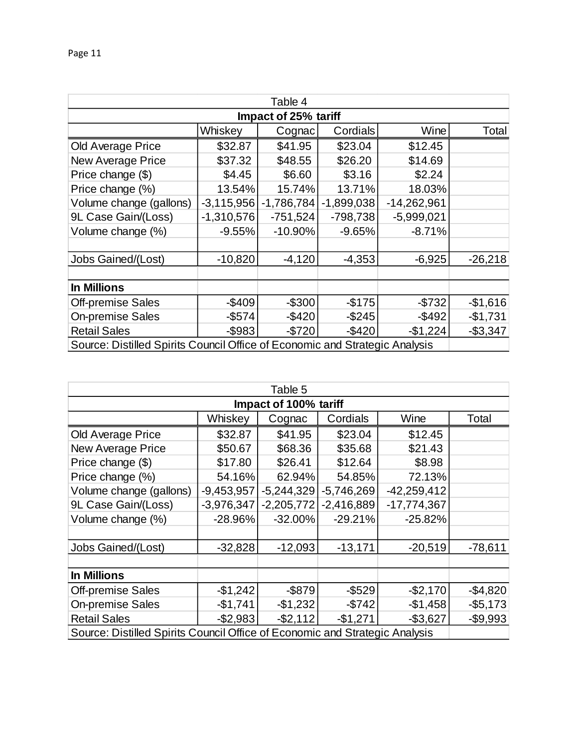| Table 4 | | | | | |
|---|---|---|---|---|---|
| **Impact of 25% tariff** | | | | | |
| | Whiskey | Cognac | Cordials | Wine | Total |
| Old Average Price | $32.87 | $41.95 | $23.04 | $12.45 | |
| New Average Price | $37.32 | $48.55 | $26.20 | $14.69 | |
| Price change ($) | $4.45 | $6.60 | $3.16 | $2.24 | |
| Price change (%) | 13.54% | 15.74% | 13.71% | 18.03% | |
| Volume change (gallons) | -3,115,956 | -1,786,784 | -1,899,038 | -14,262,961 | |
| 9L Case Gain/(Loss) | -1,310,576 | -751,524 | -798,738 | -5,999,021 | |
| Volume change (%) | -9.55% | -10.90% | -9.65% | -8.71% | |
| | | | | | |
| Jobs Gained/(Lost) | -10,820 | -4,120 | -4,353 | -6,925 | -26,218 |
| | | | | | |
| **In Millions** | | | | | |
| Off-premise Sales | -$409 | -$300 | -$175 | -$732 | -$1,616 |
| On-premise Sales | -$574 | -$420 | -$245 | -$492 | -$1,731 |
| Retail Sales | -$983 | -$720 | -$420 | -$1,224 | -$3,347 |
| Source: Distilled Spirits Council Office of Economic and Strategic Analysis | | | | | |

| Table 5 | | | | | |
|---|---|---|---|---|---|
| **Impact of 100% tariff** | | | | | |
| | Whiskey | Cognac | Cordials | Wine | Total |
| Old Average Price | $32.87 | $41.95 | $23.04 | $12.45 | |
| New Average Price | $50.67 | $68.36 | $35.68 | $21.43 | |
| Price change ($) | $17.80 | $26.41 | $12.64 | $8.98 | |
| Price change (%) | 54.16% | 62.94% | 54.85% | 72.13% | |
| Volume change (gallons) | -9,453,957 | -5,244,329 | -5,746,269 | -42,259,412 | |
| 9L Case Gain/(Loss) | -3,976,347 | -2,205,772 | -2,416,889 | -17,774,367 | |
| Volume change (%) | -28.96% | -32.00% | -29.21% | -25.82% | |
| | | | | | |
| Jobs Gained/(Lost) | -32,828 | -12,093 | -13,171 | -20,519 | -78,611 |
| | | | | | |
| **In Millions** | | | | | |
| Off-premise Sales | -$1,242 | -$879 | -$529 | -$2,170 | -$4,820 |
| On-premise Sales | -$1,741 | -$1,232 | -$742 | -$1,458 | -$5,173 |
| Retail Sales | -$2,983 | -$2,112 | -$1,271 | -$3,627 | -$9,993 |
| Source: Distilled Spirits Council Office of Economic and Strategic Analysis | | | | | |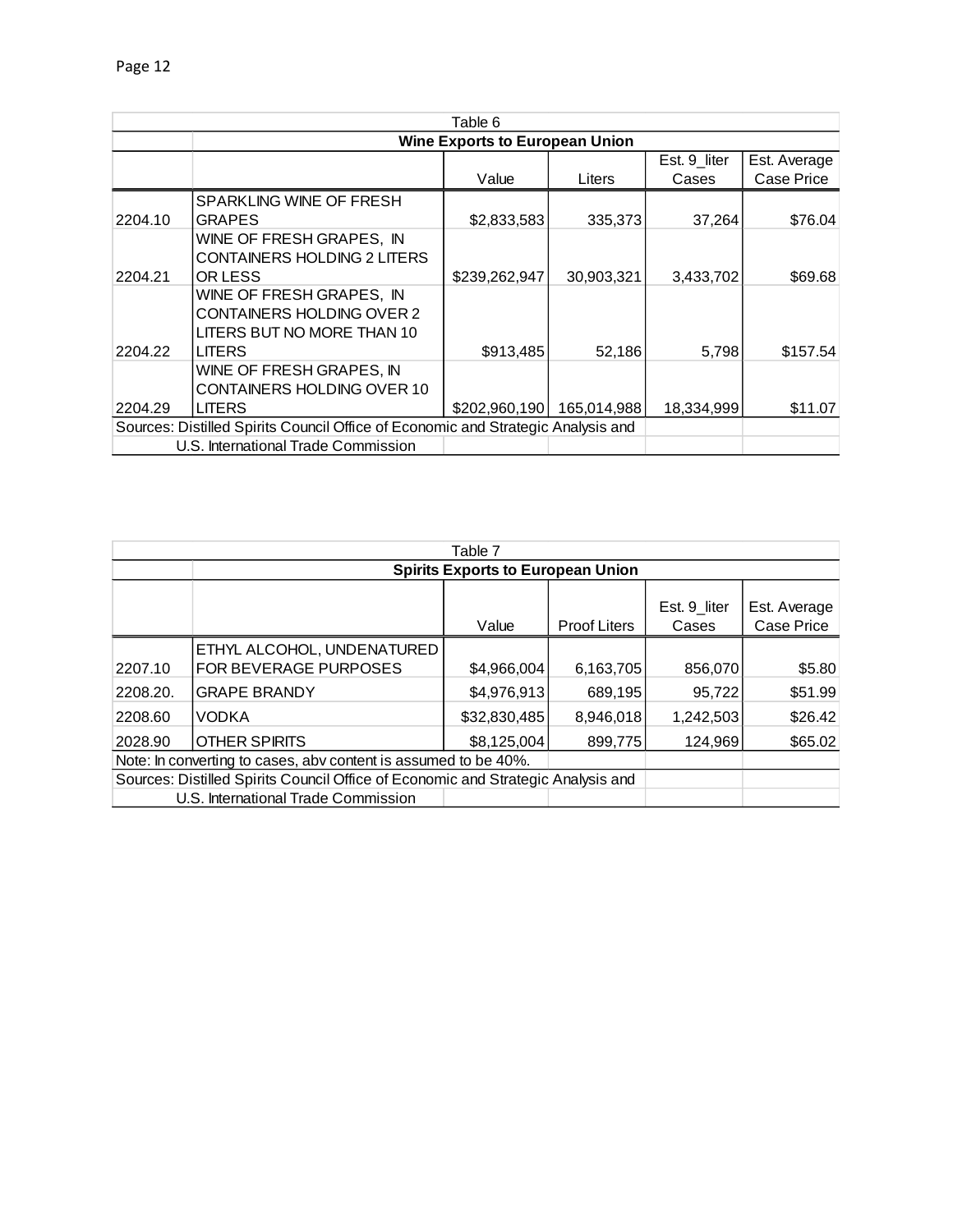| Table 6 | | | | | |
|---|---|---|---|---|---|
| | **Wine Exports to European Union** | | | | |
| | | Value | Liters | Est. 9_liter Cases | Est. Average Case Price |
| 2204.10 | SPARKLING WINE OF FRESH GRAPES | $2,833,583 | 335,373 | 37,264 | $76.04 |
| 2204.21 | WINE OF FRESH GRAPES, IN CONTAINERS HOLDING 2 LITERS OR LESS | $239,262,947 | 30,903,321 | 3,433,702 | $69.68 |
| 2204.22 | WINE OF FRESH GRAPES, IN CONTAINERS HOLDING OVER 2 LITERS BUT NO MORE THAN 10 LITERS | $913,485 | 52,186 | 5,798 | $157.54 |
| 2204.29 | WINE OF FRESH GRAPES, IN CONTAINERS HOLDING OVER 10 LITERS | $202,960,190 | 165,014,988 | 18,334,999 | $11.07 |

Sources: Distilled Spirits Council Office of Economic and Strategic Analysis and U.S. International Trade Commission

| Table 7 | | | | | |
|---|---|---|---|---|---|
| | **Spirits Exports to European Union** | | | | |
| | | Value | Proof Liters | Est. 9_liter Cases | Est. Average Case Price |
| 2207.10 | ETHYL ALCOHOL, UNDENATURED FOR BEVERAGE PURPOSES | $4,966,004 | 6,163,705 | 856,070 | $5.80 |
| 2208.20. | GRAPE BRANDY | $4,976,913 | 689,195 | 95,722 | $51.99 |
| 2208.60 | VODKA | $32,830,485 | 8,946,018 | 1,242,503 | $26.42 |
| 2028.90 | OTHER SPIRITS | $8,125,004 | 899,775 | 124,969 | $65.02 |

Note: In converting to cases, abv content is assumed to be 40%.

Sources: Distilled Spirits Council Office of Economic and Strategic Analysis and U.S. International Trade Commission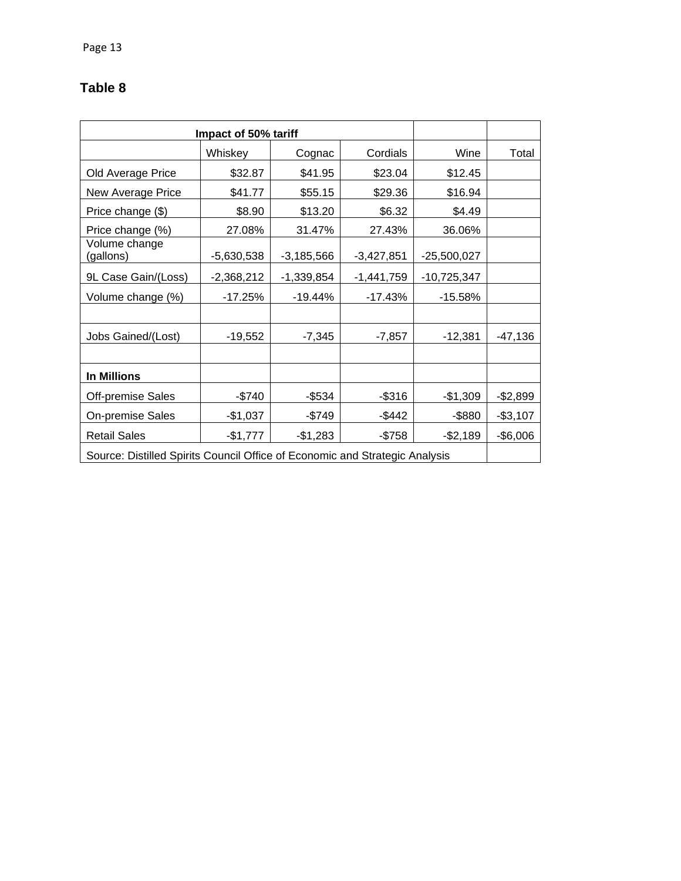**Table 8**

| Impact of 50% tariff | | | | | |
|---|---|---|---|---|---|
| | Whiskey | Cognac | Cordials | Wine | Total |
| Old Average Price | $32.87 | $41.95 | $23.04 | $12.45 | |
| New Average Price | $41.77 | $55.15 | $29.36 | $16.94 | |
| Price change ($) | $8.90 | $13.20 | $6.32 | $4.49 | |
| Price change (%) | 27.08% | 31.47% | 27.43% | 36.06% | |
| Volume change (gallons) | -5,630,538 | -3,185,566 | -3,427,851 | -25,500,027 | |
| 9L Case Gain/(Loss) | -2,368,212 | -1,339,854 | -1,441,759 | -10,725,347 | |
| Volume change (%) | -17.25% | -19.44% | -17.43% | -15.58% | |
| | | | | | |
| Jobs Gained/(Lost) | -19,552 | -7,345 | -7,857 | -12,381 | -47,136 |
| | | | | | |
| **In Millions** | | | | | |
| Off-premise Sales | -$740 | -$534 | -$316 | -$1,309 | -$2,899 |
| On-premise Sales | -$1,037 | -$749 | -$442 | -$880 | -$3,107 |
| Retail Sales | -$1,777 | -$1,283 | -$758 | -$2,189 | -$6,006 |
| Source: Distilled Spirits Council Office of Economic and Strategic Analysis | | | | | |